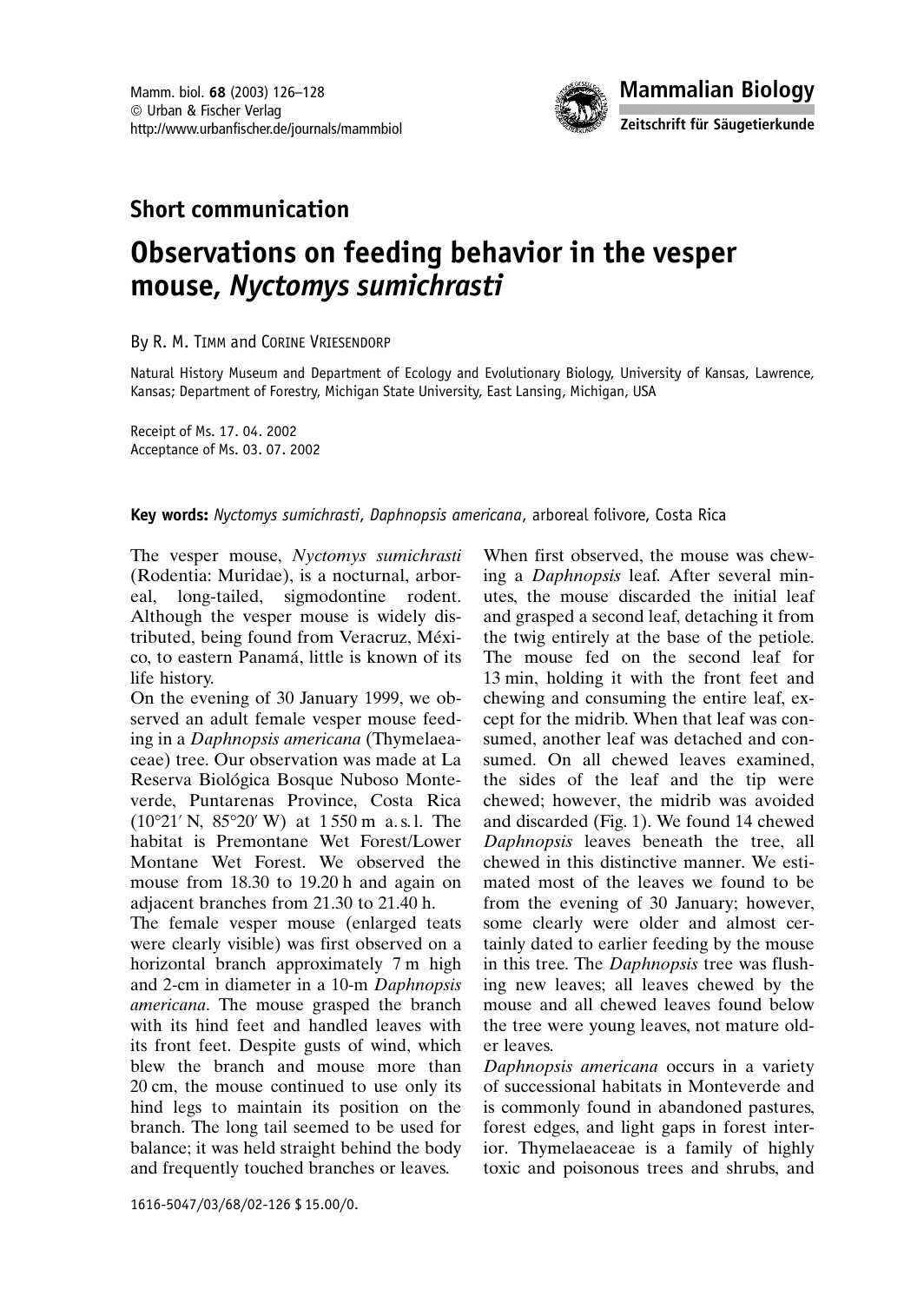## Short communication

# Observations on feeding behavior in the vesper mouse, *Nyctomys sumichrasti*

By R. M. TIMM and CORINE VRIESENDORP

Natural History Museum and Department of Ecology and Evolutionary Biology, University of Kansas, Lawrence, Kansas; Department of Forestry, Michigan State University, East Lansing, Michigan, USA

Receipt of Ms. 17. 04. 2002
Acceptance of Ms. 03. 07. 2002

**Key words:** *Nyctomys sumichrasti*, *Daphnopsis americana*, arboreal folivore, Costa Rica

The vesper mouse, *Nyctomys sumichrasti* (Rodentia: Muridae), is a nocturnal, arboreal, long-tailed, sigmodontine rodent. Although the vesper mouse is widely distributed, being found from Veracruz, México, to eastern Panamá, little is known of its life history.

On the evening of 30 January 1999, we observed an adult female vesper mouse feeding in a *Daphnopsis americana* (Thymelaeaceae) tree. Our observation was made at La Reserva Biológica Bosque Nuboso Monteverde, Puntarenas Province, Costa Rica (10°21′ N, 85°20′ W) at 1 550 m a. s. l. The habitat is Premontane Wet Forest/Lower Montane Wet Forest. We observed the mouse from 18.30 to 19.20 h and again on adjacent branches from 21.30 to 21.40 h.

The female vesper mouse (enlarged teats were clearly visible) was first observed on a horizontal branch approximately 7 m high and 2-cm in diameter in a 10-m *Daphnopsis americana*. The mouse grasped the branch with its hind feet and handled leaves with its front feet. Despite gusts of wind, which blew the branch and mouse more than 20 cm, the mouse continued to use only its hind legs to maintain its position on the branch. The long tail seemed to be used for balance; it was held straight behind the body and frequently touched branches or leaves.

When first observed, the mouse was chewing a *Daphnopsis* leaf. After several minutes, the mouse discarded the initial leaf and grasped a second leaf, detaching it from the twig entirely at the base of the petiole. The mouse fed on the second leaf for 13 min, holding it with the front feet and chewing and consuming the entire leaf, except for the midrib. When that leaf was consumed, another leaf was detached and consumed. On all chewed leaves examined, the sides of the leaf and the tip were chewed; however, the midrib was avoided and discarded (Fig. 1). We found 14 chewed *Daphnopsis* leaves beneath the tree, all chewed in this distinctive manner. We estimated most of the leaves we found to be from the evening of 30 January; however, some clearly were older and almost certainly dated to earlier feeding by the mouse in this tree. The *Daphnopsis* tree was flushing new leaves; all leaves chewed by the mouse and all chewed leaves found below the tree were young leaves, not mature older leaves.

*Daphnopsis americana* occurs in a variety of successional habitats in Monteverde and is commonly found in abandoned pastures, forest edges, and light gaps in forest interior. Thymelaeaceae is a family of highly toxic and poisonous trees and shrubs, and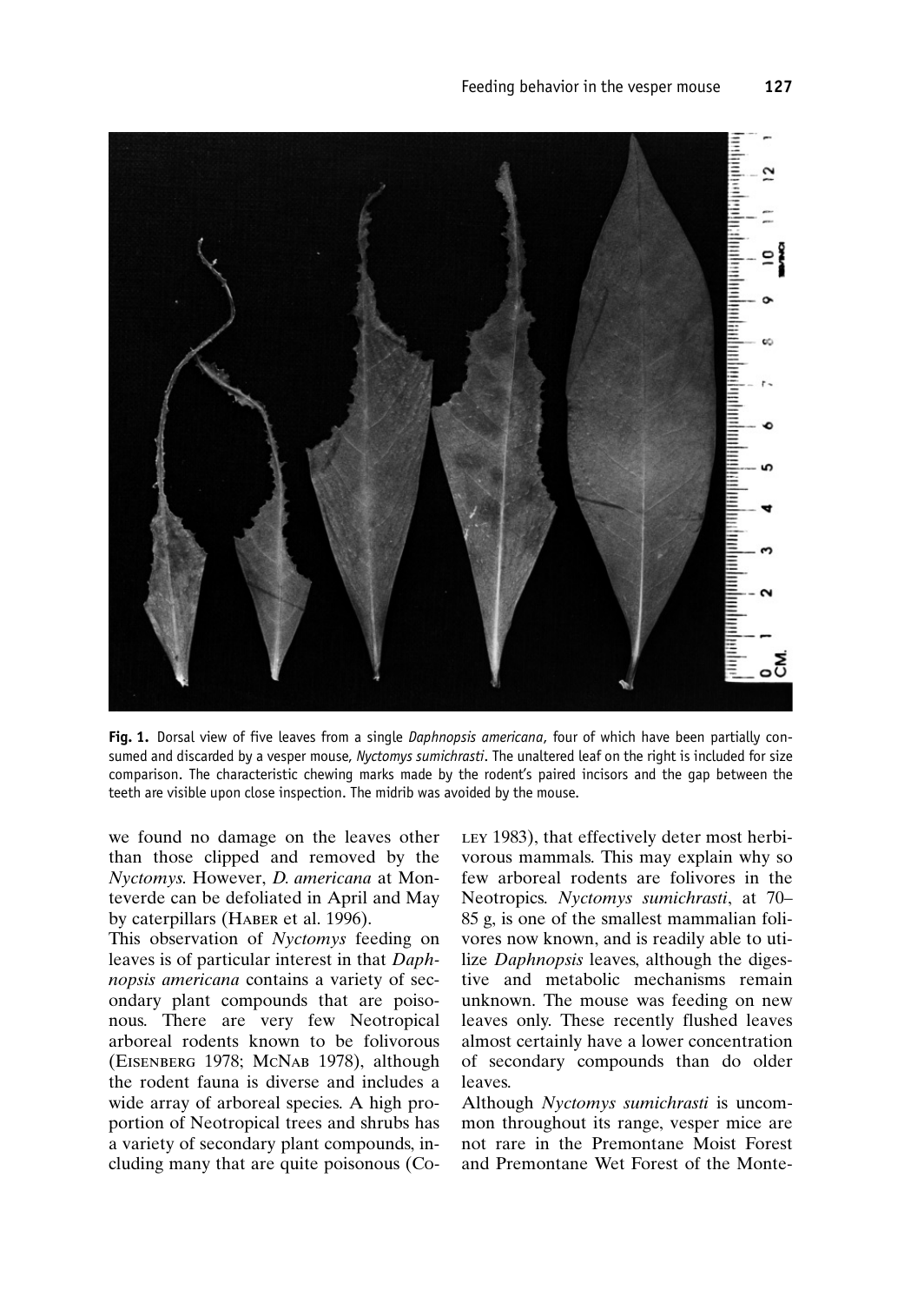**Fig. 1.** Dorsal view of five leaves from a single *Daphnopsis americana*, four of which have been partially consumed and discarded by a vesper mouse, *Nyctomys sumichrasti*. The unaltered leaf on the right is included for size comparison. The characteristic chewing marks made by the rodent's paired incisors and the gap between the teeth are visible upon close inspection. The midrib was avoided by the mouse.

we found no damage on the leaves other than those clipped and removed by the *Nyctomys*. However, *D. americana* at Monteverde can be defoliated in April and May by caterpillars (Haber et al. 1996).

This observation of *Nyctomys* feeding on leaves is of particular interest in that *Daphnopsis americana* contains a variety of secondary plant compounds that are poisonous. There are very few Neotropical arboreal rodents known to be folivorous (Eisenberg 1978; McNab 1978), although the rodent fauna is diverse and includes a wide array of arboreal species. A high proportion of Neotropical trees and shrubs has a variety of secondary plant compounds, including many that are quite poisonous (Coley 1983), that effectively deter most herbivorous mammals. This may explain why so few arboreal rodents are folivores in the Neotropics. *Nyctomys sumichrasti*, at 70–85 g, is one of the smallest mammalian folivores now known, and is readily able to utilize *Daphnopsis* leaves, although the digestive and metabolic mechanisms remain unknown. The mouse was feeding on new leaves only. These recently flushed leaves almost certainly have a lower concentration of secondary compounds than do older leaves.

Although *Nyctomys sumichrasti* is uncommon throughout its range, vesper mice are not rare in the Premontane Moist Forest and Premontane Wet Forest of the Monte-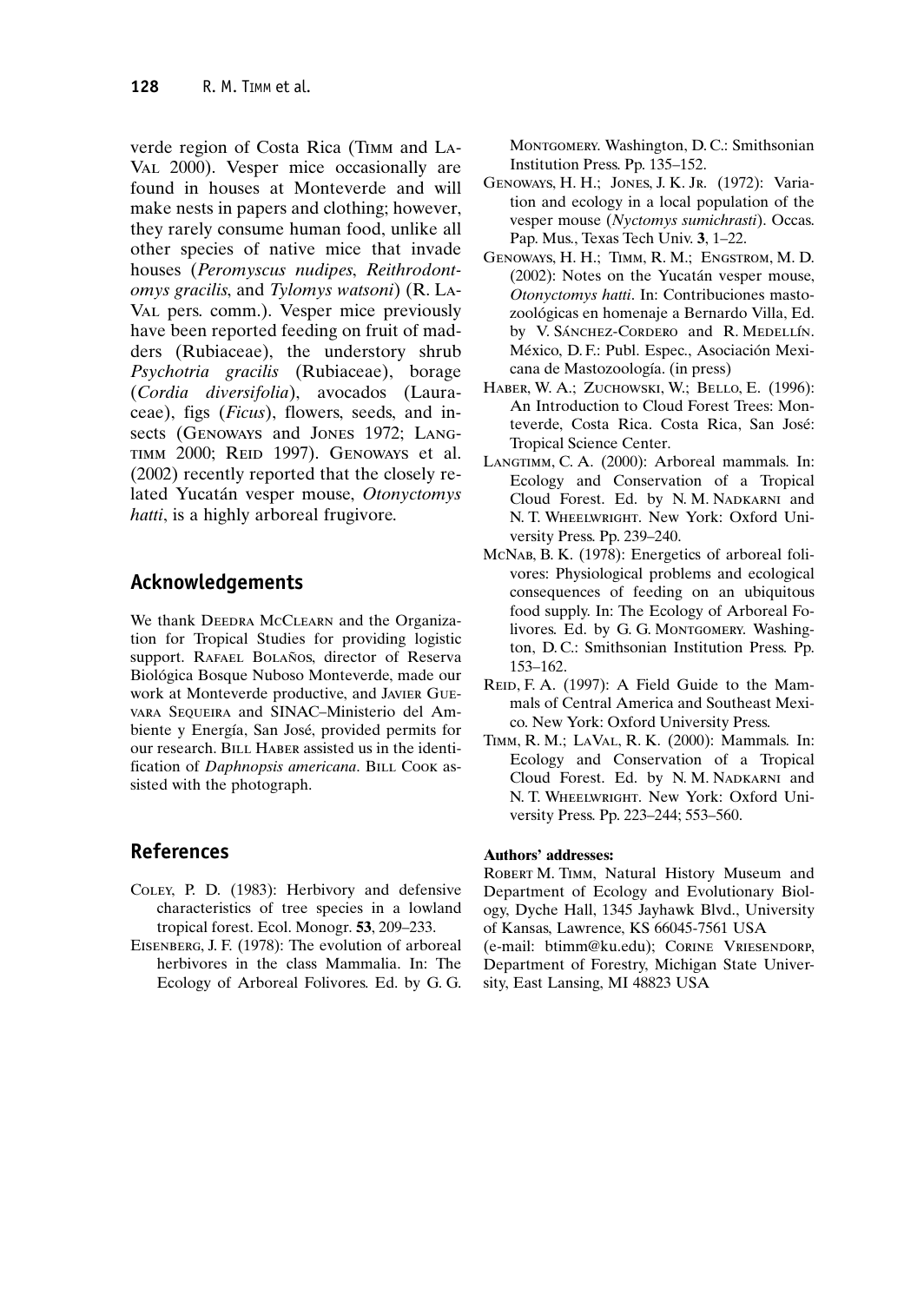verde region of Costa Rica (TIMM and LAVAL 2000). Vesper mice occasionally are found in houses at Monteverde and will make nests in papers and clothing; however, they rarely consume human food, unlike all other species of native mice that invade houses (*Peromyscus nudipes*, *Reithrodontomys gracilis*, and *Tylomys watsoni*) (R. LAVAL pers. comm.). Vesper mice previously have been reported feeding on fruit of madders (Rubiaceae), the understory shrub *Psychotria gracilis* (Rubiaceae), borage (*Cordia diversifolia*), avocados (Lauraceae), figs (*Ficus*), flowers, seeds, and insects (GENOWAYS and JONES 1972; LANGTIMM 2000; REID 1997). GENOWAYS et al. (2002) recently reported that the closely related Yucatán vesper mouse, *Otonyctomys hatti*, is a highly arboreal frugivore.

## Acknowledgements

We thank DEEDRA MCCLEARN and the Organization for Tropical Studies for providing logistic support. RAFAEL BOLAÑOS, director of Reserva Biológica Bosque Nuboso Monteverde, made our work at Monteverde productive, and JAVIER GUEVARA SEQUEIRA and SINAC–Ministerio del Ambiente y Energía, San José, provided permits for our research. BILL HABER assisted us in the identification of *Daphnopsis americana*. BILL COOK assisted with the photograph.

## References

COLEY, P. D. (1983): Herbivory and defensive characteristics of tree species in a lowland tropical forest. Ecol. Monogr. **53**, 209–233.

EISENBERG, J. F. (1978): The evolution of arboreal herbivores in the class Mammalia. In: The Ecology of Arboreal Folivores. Ed. by G. G. MONTGOMERY. Washington, D. C.: Smithsonian Institution Press. Pp. 135–152.

GENOWAYS, H. H.; JONES, J. K. JR. (1972): Variation and ecology in a local population of the vesper mouse (*Nyctomys sumichrasti*). Occas. Pap. Mus., Texas Tech Univ. **3**, 1–22.

GENOWAYS, H. H.; TIMM, R. M.; ENGSTROM, M. D. (2002): Notes on the Yucatán vesper mouse, *Otonyctomys hatti*. In: Contribuciones mastozoológicas en homenaje a Bernardo Villa, Ed. by V. SÁNCHEZ-CORDERO and R. MEDELLÍN. México, D. F.: Publ. Espec., Asociación Mexicana de Mastozoología. (in press)

HABER, W. A.; ZUCHOWSKI, W.; BELLO, E. (1996): An Introduction to Cloud Forest Trees: Monteverde, Costa Rica. Costa Rica, San José: Tropical Science Center.

LANGTIMM, C. A. (2000): Arboreal mammals. In: Ecology and Conservation of a Tropical Cloud Forest. Ed. by N. M. NADKARNI and N. T. WHEELWRIGHT. New York: Oxford University Press. Pp. 239–240.

MCNAB, B. K. (1978): Energetics of arboreal folivores: Physiological problems and ecological consequences of feeding on an ubiquitous food supply. In: The Ecology of Arboreal Folivores. Ed. by G. G. MONTGOMERY. Washington, D. C.: Smithsonian Institution Press. Pp. 153–162.

REID, F. A. (1997): A Field Guide to the Mammals of Central America and Southeast Mexico. New York: Oxford University Press.

TIMM, R. M.; LAVAL, R. K. (2000): Mammals. In: Ecology and Conservation of a Tropical Cloud Forest. Ed. by N. M. NADKARNI and N. T. WHEELWRIGHT. New York: Oxford University Press. Pp. 223–244; 553–560.

**Authors' addresses:**

ROBERT M. TIMM, Natural History Museum and Department of Ecology and Evolutionary Biology, Dyche Hall, 1345 Jayhawk Blvd., University of Kansas, Lawrence, KS 66045-7561 USA (e-mail: btimm@ku.edu); CORINE VRIESENDORP, Department of Forestry, Michigan State University, East Lansing, MI 48823 USA